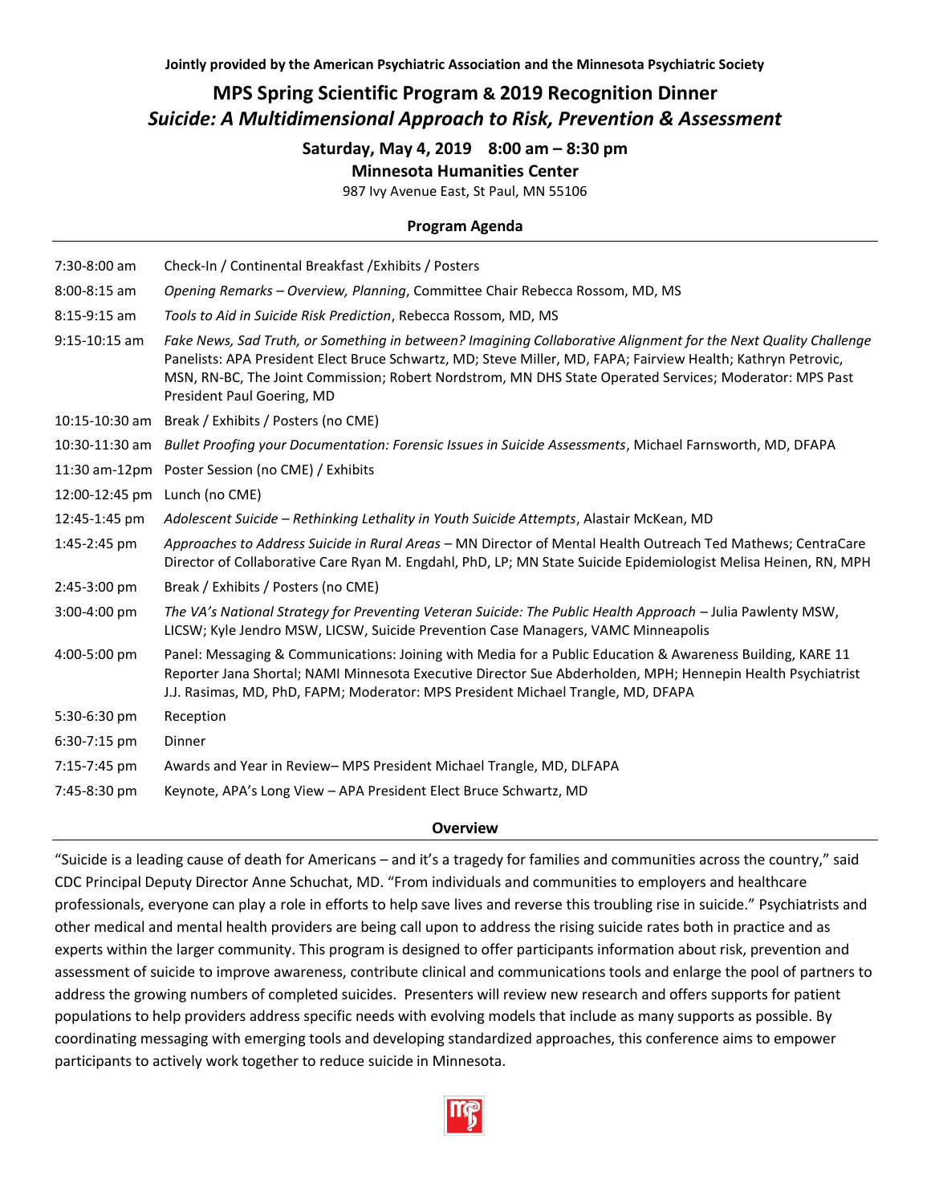**Jointly provided by the American Psychiatric Association and the Minnesota Psychiatric Society**

# MPS Spring Scientific Program & 2019 Recognition Dinner

## *Suicide: A Multidimensional Approach to Risk, Prevention & Assessment*

**Saturday, May 4, 2019 8:00 am – 8:30 pm**

**Minnesota Humanities Center**

987 Ivy Avenue East, St Paul, MN 55106

### Program Agenda

| | |
|---|---|
| 7:30-8:00 am | Check-In / Continental Breakfast /Exhibits / Posters |
| 8:00-8:15 am | *Opening Remarks – Overview, Planning*, Committee Chair Rebecca Rossom, MD, MS |
| 8:15-9:15 am | *Tools to Aid in Suicide Risk Prediction*, Rebecca Rossom, MD, MS |
| 9:15-10:15 am | *Fake News, Sad Truth, or Something in between? Imagining Collaborative Alignment for the Next Quality Challenge* Panelists: APA President Elect Bruce Schwartz, MD; Steve Miller, MD, FAPA; Fairview Health; Kathryn Petrovic, MSN, RN-BC, The Joint Commission; Robert Nordstrom, MN DHS State Operated Services; Moderator: MPS Past President Paul Goering, MD |
| 10:15-10:30 am | Break / Exhibits / Posters (no CME) |
| 10:30-11:30 am | *Bullet Proofing your Documentation: Forensic Issues in Suicide Assessments*, Michael Farnsworth, MD, DFAPA |
| 11:30 am-12pm | Poster Session (no CME) / Exhibits |
| 12:00-12:45 pm | Lunch (no CME) |
| 12:45-1:45 pm | *Adolescent Suicide – Rethinking Lethality in Youth Suicide Attempts*, Alastair McKean, MD |
| 1:45-2:45 pm | *Approaches to Address Suicide in Rural Areas* – MN Director of Mental Health Outreach Ted Mathews; CentraCare Director of Collaborative Care Ryan M. Engdahl, PhD, LP; MN State Suicide Epidemiologist Melisa Heinen, RN, MPH |
| 2:45-3:00 pm | Break / Exhibits / Posters (no CME) |
| 3:00-4:00 pm | *The VA's National Strategy for Preventing Veteran Suicide: The Public Health Approach* – Julia Pawlenty MSW, LICSW; Kyle Jendro MSW, LICSW, Suicide Prevention Case Managers, VAMC Minneapolis |
| 4:00-5:00 pm | Panel: Messaging & Communications: Joining with Media for a Public Education & Awareness Building, KARE 11 Reporter Jana Shortal; NAMI Minnesota Executive Director Sue Abderholden, MPH; Hennepin Health Psychiatrist J.J. Rasimas, MD, PhD, FAPM; Moderator: MPS President Michael Trangle, MD, DFAPA |
| 5:30-6:30 pm | Reception |
| 6:30-7:15 pm | Dinner |
| 7:15-7:45 pm | Awards and Year in Review– MPS President Michael Trangle, MD, DLFAPA |
| 7:45-8:30 pm | Keynote, APA's Long View – APA President Elect Bruce Schwartz, MD |

### Overview

"Suicide is a leading cause of death for Americans – and it's a tragedy for families and communities across the country," said CDC Principal Deputy Director Anne Schuchat, MD. "From individuals and communities to employers and healthcare professionals, everyone can play a role in efforts to help save lives and reverse this troubling rise in suicide." Psychiatrists and other medical and mental health providers are being call upon to address the rising suicide rates both in practice and as experts within the larger community. This program is designed to offer participants information about risk, prevention and assessment of suicide to improve awareness, contribute clinical and communications tools and enlarge the pool of partners to address the growing numbers of completed suicides. Presenters will review new research and offers supports for patient populations to help providers address specific needs with evolving models that include as many supports as possible. By coordinating messaging with emerging tools and developing standardized approaches, this conference aims to empower participants to actively work together to reduce suicide in Minnesota.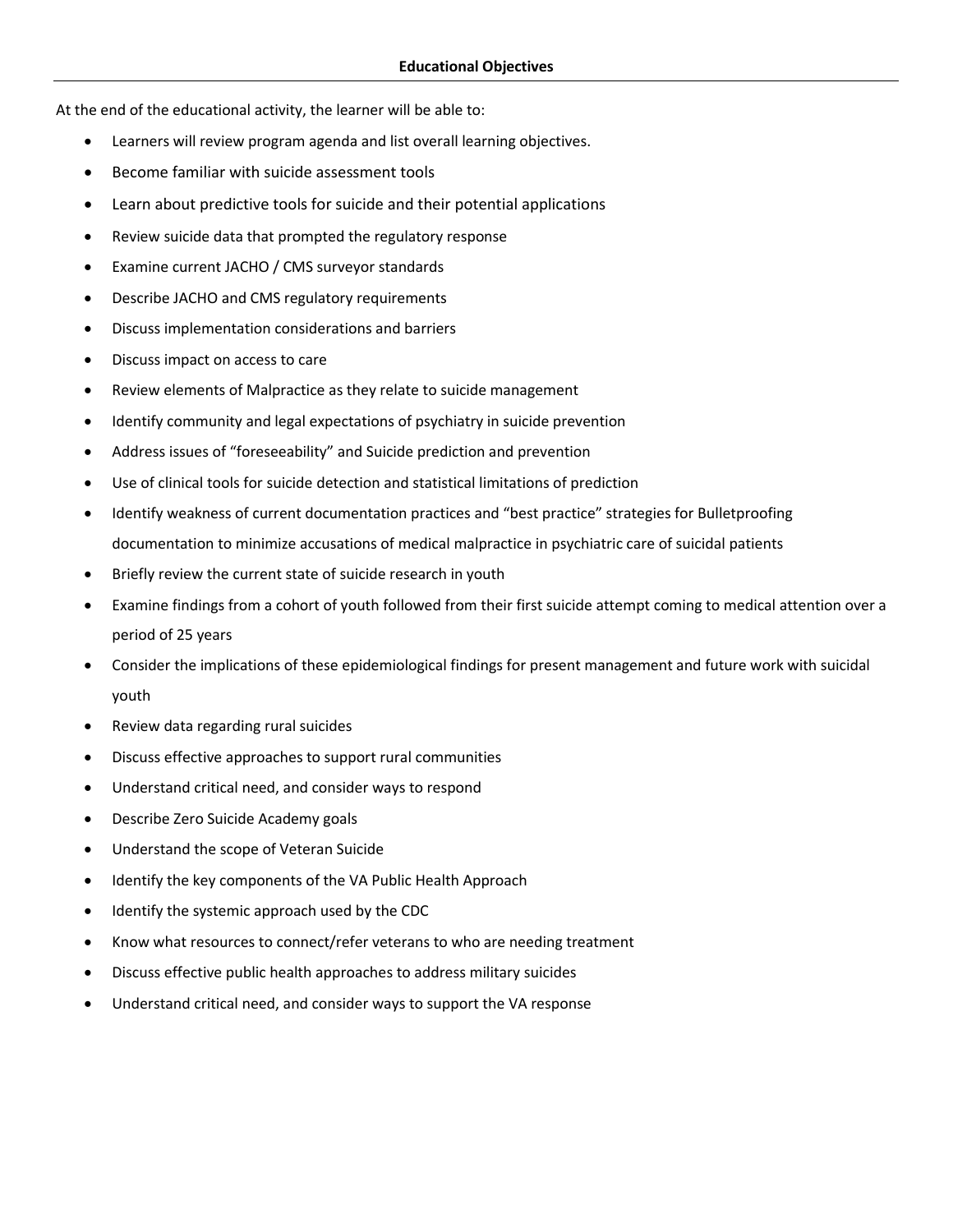## Educational Objectives

At the end of the educational activity, the learner will be able to:

- Learners will review program agenda and list overall learning objectives.
- Become familiar with suicide assessment tools
- Learn about predictive tools for suicide and their potential applications
- Review suicide data that prompted the regulatory response
- Examine current JACHO / CMS surveyor standards
- Describe JACHO and CMS regulatory requirements
- Discuss implementation considerations and barriers
- Discuss impact on access to care
- Review elements of Malpractice as they relate to suicide management
- Identify community and legal expectations of psychiatry in suicide prevention
- Address issues of "foreseeability" and Suicide prediction and prevention
- Use of clinical tools for suicide detection and statistical limitations of prediction
- Identify weakness of current documentation practices and "best practice" strategies for Bulletproofing documentation to minimize accusations of medical malpractice in psychiatric care of suicidal patients
- Briefly review the current state of suicide research in youth
- Examine findings from a cohort of youth followed from their first suicide attempt coming to medical attention over a period of 25 years
- Consider the implications of these epidemiological findings for present management and future work with suicidal youth
- Review data regarding rural suicides
- Discuss effective approaches to support rural communities
- Understand critical need, and consider ways to respond
- Describe Zero Suicide Academy goals
- Understand the scope of Veteran Suicide
- Identify the key components of the VA Public Health Approach
- Identify the systemic approach used by the CDC
- Know what resources to connect/refer veterans to who are needing treatment
- Discuss effective public health approaches to address military suicides
- Understand critical need, and consider ways to support the VA response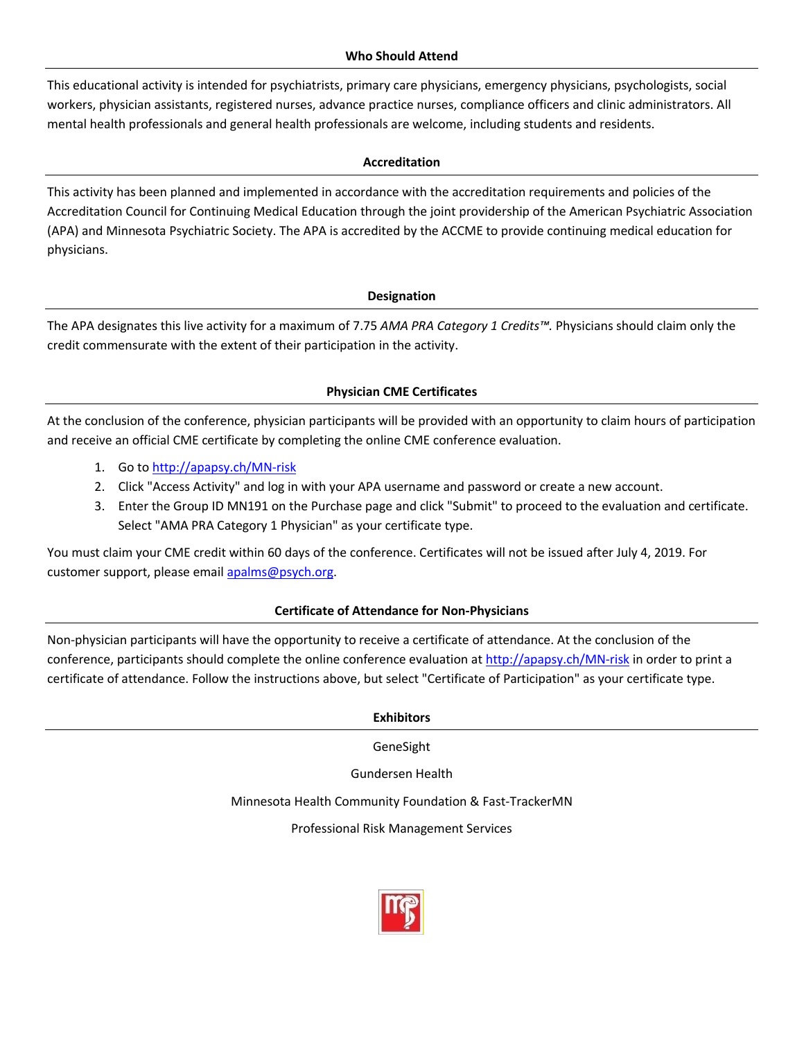## Who Should Attend

This educational activity is intended for psychiatrists, primary care physicians, emergency physicians, psychologists, social workers, physician assistants, registered nurses, advance practice nurses, compliance officers and clinic administrators. All mental health professionals and general health professionals are welcome, including students and residents.

## Accreditation

This activity has been planned and implemented in accordance with the accreditation requirements and policies of the Accreditation Council for Continuing Medical Education through the joint providership of the American Psychiatric Association (APA) and Minnesota Psychiatric Society. The APA is accredited by the ACCME to provide continuing medical education for physicians.

## Designation

The APA designates this live activity for a maximum of 7.75 *AMA PRA Category 1 Credits™.* Physicians should claim only the credit commensurate with the extent of their participation in the activity.

## Physician CME Certificates

At the conclusion of the conference, physician participants will be provided with an opportunity to claim hours of participation and receive an official CME certificate by completing the online CME conference evaluation.

1. Go to [http://apapsy.ch/MN-risk](http://apapsy.ch/MN-risk)
2. Click "Access Activity" and log in with your APA username and password or create a new account.
3. Enter the Group ID MN191 on the Purchase page and click "Submit" to proceed to the evaluation and certificate. Select "AMA PRA Category 1 Physician" as your certificate type.

You must claim your CME credit within 60 days of the conference. Certificates will not be issued after July 4, 2019. For customer support, please email [apalms@psych.org](mailto:apalms@psych.org).

## Certificate of Attendance for Non-Physicians

Non-physician participants will have the opportunity to receive a certificate of attendance. At the conclusion of the conference, participants should complete the online conference evaluation at [http://apapsy.ch/MN-risk](http://apapsy.ch/MN-risk) in order to print a certificate of attendance. Follow the instructions above, but select "Certificate of Participation" as your certificate type.

## Exhibitors

GeneSight

Gundersen Health

Minnesota Health Community Foundation & Fast-TrackerMN

Professional Risk Management Services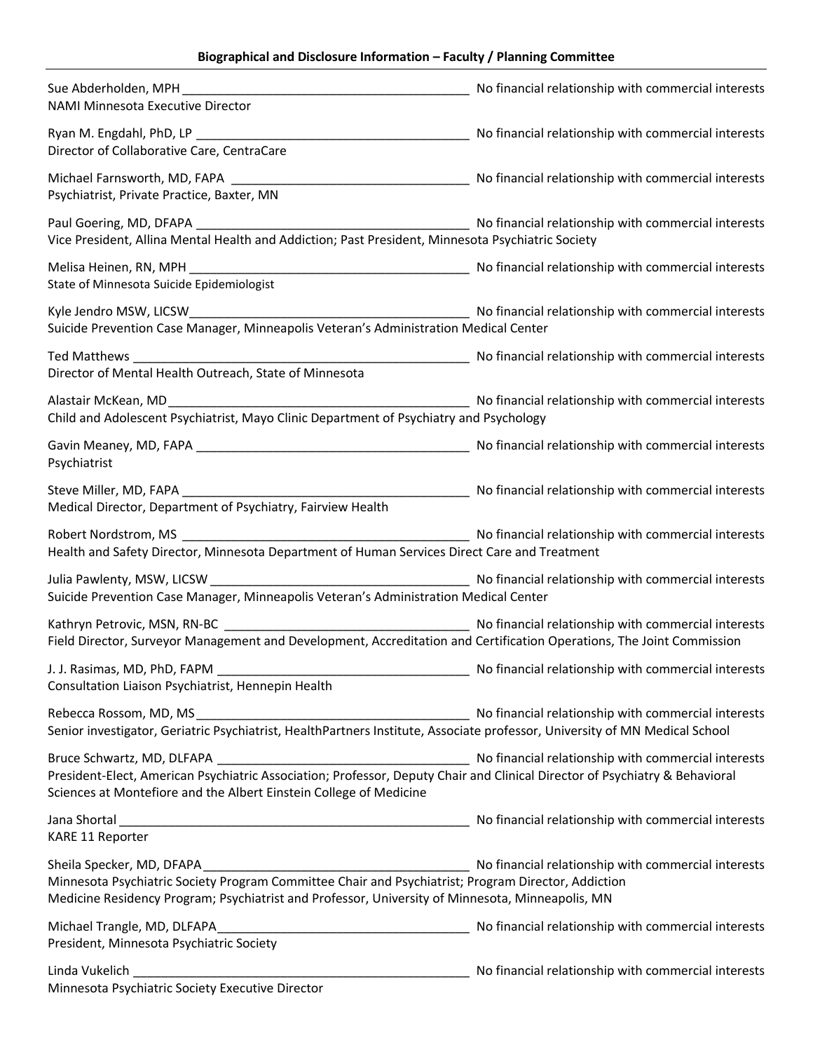### Biographical and Disclosure Information – Faculty / Planning Committee

Sue Abderholden, MPH — No financial relationship with commercial interests
NAMI Minnesota Executive Director

Ryan M. Engdahl, PhD, LP — No financial relationship with commercial interests
Director of Collaborative Care, CentraCare

Michael Farnsworth, MD, FAPA — No financial relationship with commercial interests
Psychiatrist, Private Practice, Baxter, MN

Paul Goering, MD, DFAPA — No financial relationship with commercial interests
Vice President, Allina Mental Health and Addiction; Past President, Minnesota Psychiatric Society

Melisa Heinen, RN, MPH — No financial relationship with commercial interests
State of Minnesota Suicide Epidemiologist

Kyle Jendro MSW, LICSW — No financial relationship with commercial interests
Suicide Prevention Case Manager, Minneapolis Veteran's Administration Medical Center

Ted Matthews — No financial relationship with commercial interests
Director of Mental Health Outreach, State of Minnesota

Alastair McKean, MD — No financial relationship with commercial interests
Child and Adolescent Psychiatrist, Mayo Clinic Department of Psychiatry and Psychology

Gavin Meaney, MD, FAPA — No financial relationship with commercial interests
Psychiatrist

Steve Miller, MD, FAPA — No financial relationship with commercial interests
Medical Director, Department of Psychiatry, Fairview Health

Robert Nordstrom, MS — No financial relationship with commercial interests
Health and Safety Director, Minnesota Department of Human Services Direct Care and Treatment

Julia Pawlenty, MSW, LICSW — No financial relationship with commercial interests
Suicide Prevention Case Manager, Minneapolis Veteran's Administration Medical Center

Kathryn Petrovic, MSN, RN-BC — No financial relationship with commercial interests
Field Director, Surveyor Management and Development, Accreditation and Certification Operations, The Joint Commission

J. J. Rasimas, MD, PhD, FAPM — No financial relationship with commercial interests
Consultation Liaison Psychiatrist, Hennepin Health

Rebecca Rossom, MD, MS — No financial relationship with commercial interests
Senior investigator, Geriatric Psychiatrist, HealthPartners Institute, Associate professor, University of MN Medical School

Bruce Schwartz, MD, DLFAPA — No financial relationship with commercial interests
President-Elect, American Psychiatric Association; Professor, Deputy Chair and Clinical Director of Psychiatry & Behavioral Sciences at Montefiore and the Albert Einstein College of Medicine

Jana Shortal — No financial relationship with commercial interests
KARE 11 Reporter

Sheila Specker, MD, DFAPA — No financial relationship with commercial interests
Minnesota Psychiatric Society Program Committee Chair and Psychiatrist; Program Director, Addiction Medicine Residency Program; Psychiatrist and Professor, University of Minnesota, Minneapolis, MN

Michael Trangle, MD, DLFAPA — No financial relationship with commercial interests
President, Minnesota Psychiatric Society

Linda Vukelich — No financial relationship with commercial interests
Minnesota Psychiatric Society Executive Director